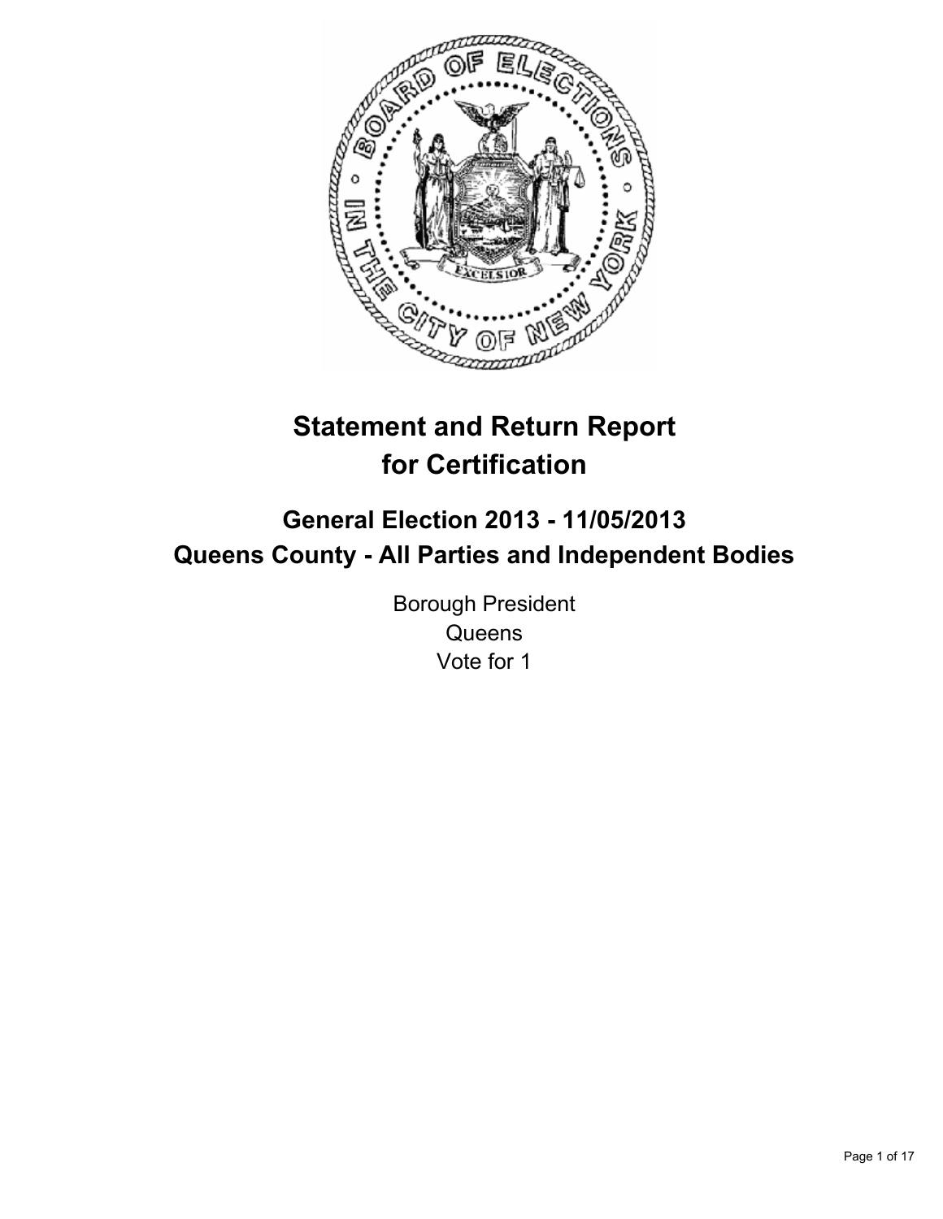# Statement and Return Report for Certification

## General Election 2013 - 11/05/2013
## Queens County - All Parties and Independent Bodies

Borough President
Queens
Vote for 1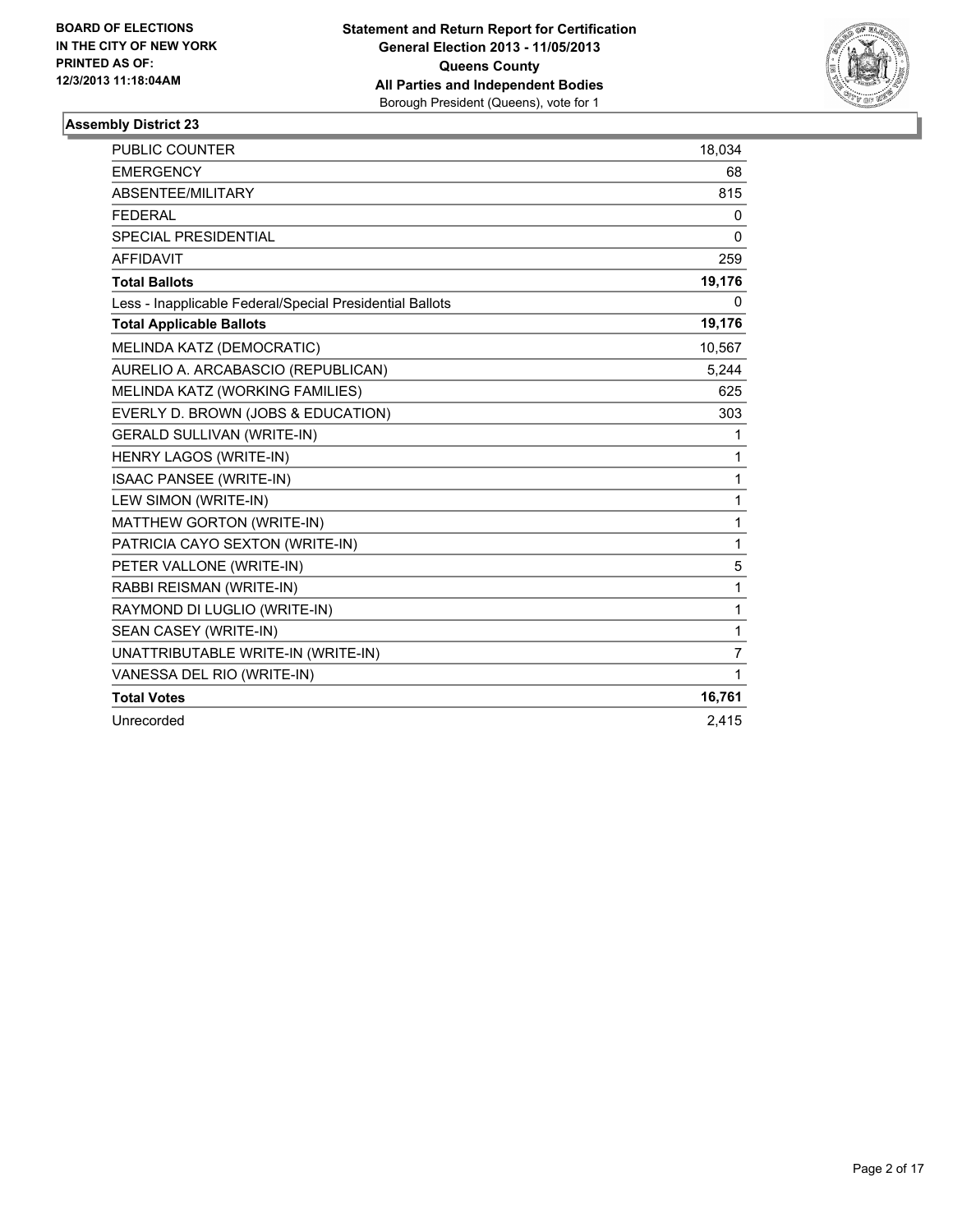**BOARD OF ELECTIONS IN THE CITY OF NEW YORK PRINTED AS OF: 12/3/2013 11:18:04AM**

**Statement and Return Report for Certification General Election 2013 - 11/05/2013 Queens County All Parties and Independent Bodies**
Borough President (Queens), vote for 1

### Assembly District 23

| | |
|---|---|
| PUBLIC COUNTER | 18,034 |
| EMERGENCY | 68 |
| ABSENTEE/MILITARY | 815 |
| FEDERAL | 0 |
| SPECIAL PRESIDENTIAL | 0 |
| AFFIDAVIT | 259 |
| **Total Ballots** | **19,176** |
| Less - Inapplicable Federal/Special Presidential Ballots | 0 |
| **Total Applicable Ballots** | **19,176** |
| MELINDA KATZ (DEMOCRATIC) | 10,567 |
| AURELIO A. ARCABASCIO (REPUBLICAN) | 5,244 |
| MELINDA KATZ (WORKING FAMILIES) | 625 |
| EVERLY D. BROWN (JOBS & EDUCATION) | 303 |
| GERALD SULLIVAN (WRITE-IN) | 1 |
| HENRY LAGOS (WRITE-IN) | 1 |
| ISAAC PANSEE (WRITE-IN) | 1 |
| LEW SIMON (WRITE-IN) | 1 |
| MATTHEW GORTON (WRITE-IN) | 1 |
| PATRICIA CAYO SEXTON (WRITE-IN) | 1 |
| PETER VALLONE (WRITE-IN) | 5 |
| RABBI REISMAN (WRITE-IN) | 1 |
| RAYMOND DI LUGLIO (WRITE-IN) | 1 |
| SEAN CASEY (WRITE-IN) | 1 |
| UNATTRIBUTABLE WRITE-IN (WRITE-IN) | 7 |
| VANESSA DEL RIO (WRITE-IN) | 1 |
| **Total Votes** | **16,761** |
| Unrecorded | 2,415 |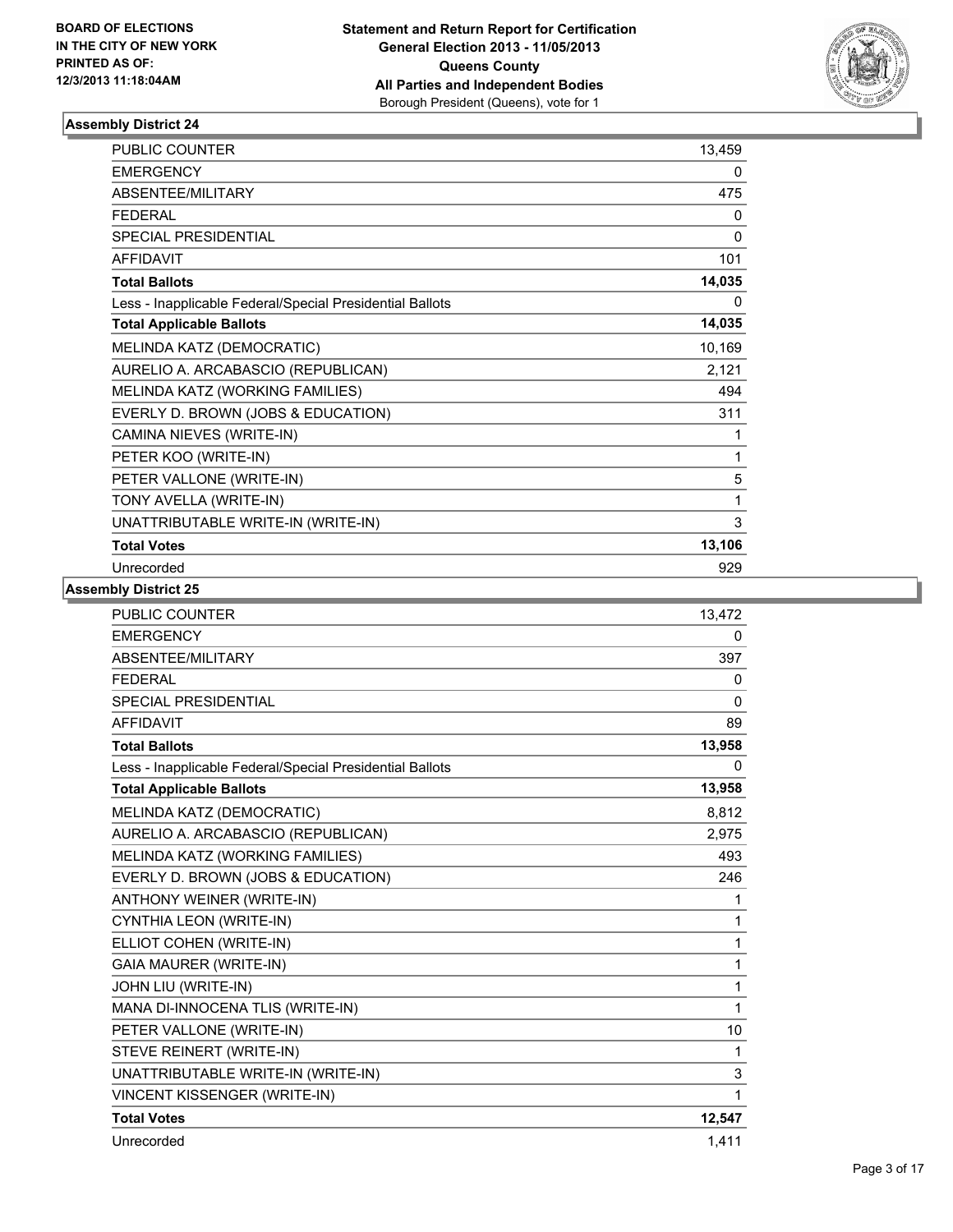BOARD OF ELECTIONS
IN THE CITY OF NEW YORK
PRINTED AS OF:
12/3/2013 11:18:04AM

**Statement and Return Report for Certification**
**General Election 2013 - 11/05/2013**
**Queens County**
**All Parties and Independent Bodies**
Borough President (Queens), vote for 1

### Assembly District 24

| | |
|---|---|
| PUBLIC COUNTER | 13,459 |
| EMERGENCY | 0 |
| ABSENTEE/MILITARY | 475 |
| FEDERAL | 0 |
| SPECIAL PRESIDENTIAL | 0 |
| AFFIDAVIT | 101 |
| **Total Ballots** | **14,035** |
| Less - Inapplicable Federal/Special Presidential Ballots | 0 |
| **Total Applicable Ballots** | **14,035** |
| MELINDA KATZ (DEMOCRATIC) | 10,169 |
| AURELIO A. ARCABASCIO (REPUBLICAN) | 2,121 |
| MELINDA KATZ (WORKING FAMILIES) | 494 |
| EVERLY D. BROWN (JOBS & EDUCATION) | 311 |
| CAMINA NIEVES (WRITE-IN) | 1 |
| PETER KOO (WRITE-IN) | 1 |
| PETER VALLONE (WRITE-IN) | 5 |
| TONY AVELLA (WRITE-IN) | 1 |
| UNATTRIBUTABLE WRITE-IN (WRITE-IN) | 3 |
| **Total Votes** | **13,106** |
| Unrecorded | 929 |

### Assembly District 25

| | |
|---|---|
| PUBLIC COUNTER | 13,472 |
| EMERGENCY | 0 |
| ABSENTEE/MILITARY | 397 |
| FEDERAL | 0 |
| SPECIAL PRESIDENTIAL | 0 |
| AFFIDAVIT | 89 |
| **Total Ballots** | **13,958** |
| Less - Inapplicable Federal/Special Presidential Ballots | 0 |
| **Total Applicable Ballots** | **13,958** |
| MELINDA KATZ (DEMOCRATIC) | 8,812 |
| AURELIO A. ARCABASCIO (REPUBLICAN) | 2,975 |
| MELINDA KATZ (WORKING FAMILIES) | 493 |
| EVERLY D. BROWN (JOBS & EDUCATION) | 246 |
| ANTHONY WEINER (WRITE-IN) | 1 |
| CYNTHIA LEON (WRITE-IN) | 1 |
| ELLIOT COHEN (WRITE-IN) | 1 |
| GAIA MAURER (WRITE-IN) | 1 |
| JOHN LIU (WRITE-IN) | 1 |
| MANA DI-INNOCENA TLIS (WRITE-IN) | 1 |
| PETER VALLONE (WRITE-IN) | 10 |
| STEVE REINERT (WRITE-IN) | 1 |
| UNATTRIBUTABLE WRITE-IN (WRITE-IN) | 3 |
| VINCENT KISSENGER (WRITE-IN) | 1 |
| **Total Votes** | **12,547** |
| Unrecorded | 1,411 |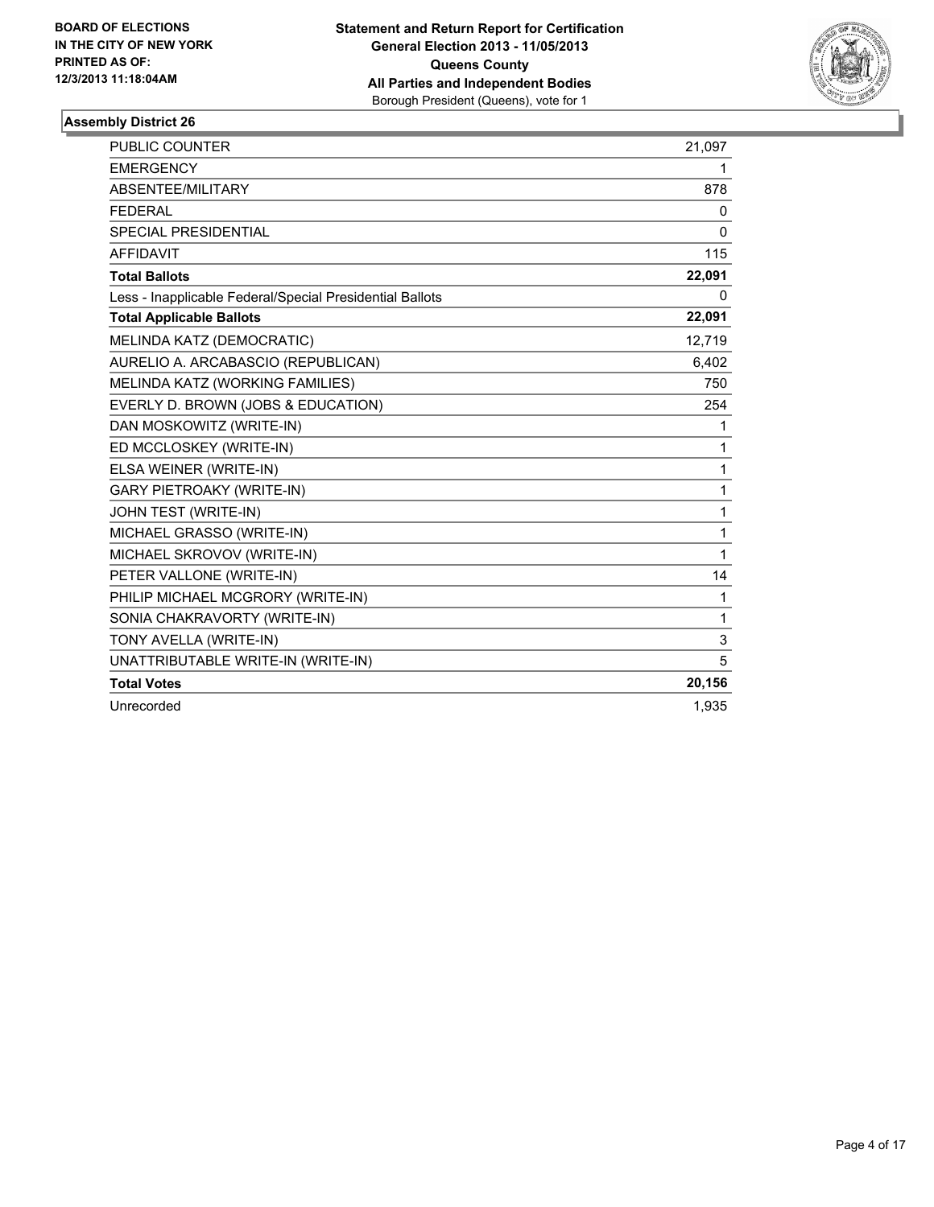**BOARD OF ELECTIONS IN THE CITY OF NEW YORK PRINTED AS OF: 12/3/2013 11:18:04AM**

**Statement and Return Report for Certification General Election 2013 - 11/05/2013 Queens County All Parties and Independent Bodies**
Borough President (Queens), vote for 1

### Assembly District 26

| | |
|---|---|
| PUBLIC COUNTER | 21,097 |
| EMERGENCY | 1 |
| ABSENTEE/MILITARY | 878 |
| FEDERAL | 0 |
| SPECIAL PRESIDENTIAL | 0 |
| AFFIDAVIT | 115 |
| **Total Ballots** | **22,091** |
| Less - Inapplicable Federal/Special Presidential Ballots | 0 |
| **Total Applicable Ballots** | **22,091** |
| MELINDA KATZ (DEMOCRATIC) | 12,719 |
| AURELIO A. ARCABASCIO (REPUBLICAN) | 6,402 |
| MELINDA KATZ (WORKING FAMILIES) | 750 |
| EVERLY D. BROWN (JOBS & EDUCATION) | 254 |
| DAN MOSKOWITZ (WRITE-IN) | 1 |
| ED MCCLOSKEY (WRITE-IN) | 1 |
| ELSA WEINER (WRITE-IN) | 1 |
| GARY PIETROAKY (WRITE-IN) | 1 |
| JOHN TEST (WRITE-IN) | 1 |
| MICHAEL GRASSO (WRITE-IN) | 1 |
| MICHAEL SKROVOV (WRITE-IN) | 1 |
| PETER VALLONE (WRITE-IN) | 14 |
| PHILIP MICHAEL MCGRORY (WRITE-IN) | 1 |
| SONIA CHAKRAVORTY (WRITE-IN) | 1 |
| TONY AVELLA (WRITE-IN) | 3 |
| UNATTRIBUTABLE WRITE-IN (WRITE-IN) | 5 |
| **Total Votes** | **20,156** |
| Unrecorded | 1,935 |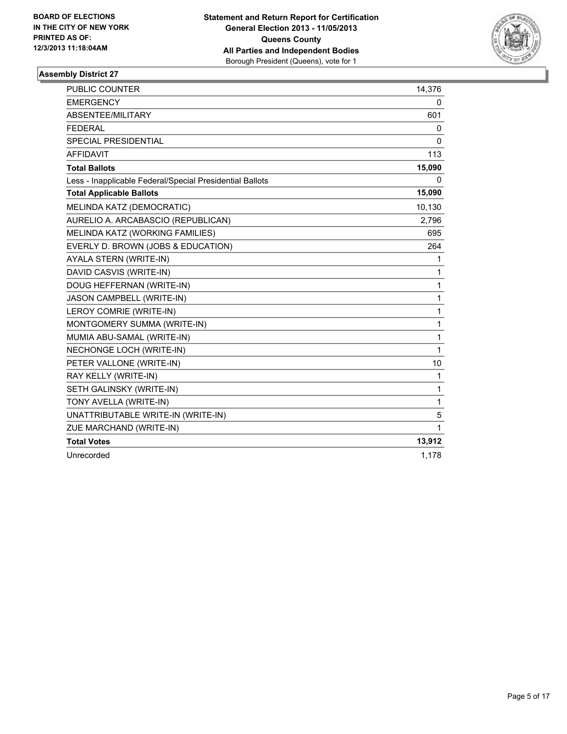**BOARD OF ELECTIONS IN THE CITY OF NEW YORK PRINTED AS OF: 12/3/2013 11:18:04AM**

**Statement and Return Report for Certification General Election 2013 - 11/05/2013 Queens County All Parties and Independent Bodies**
Borough President (Queens), vote for 1

### Assembly District 27

| | |
|---|---|
| PUBLIC COUNTER | 14,376 |
| EMERGENCY | 0 |
| ABSENTEE/MILITARY | 601 |
| FEDERAL | 0 |
| SPECIAL PRESIDENTIAL | 0 |
| AFFIDAVIT | 113 |
| **Total Ballots** | **15,090** |
| Less - Inapplicable Federal/Special Presidential Ballots | 0 |
| **Total Applicable Ballots** | **15,090** |
| MELINDA KATZ (DEMOCRATIC) | 10,130 |
| AURELIO A. ARCABASCIO (REPUBLICAN) | 2,796 |
| MELINDA KATZ (WORKING FAMILIES) | 695 |
| EVERLY D. BROWN (JOBS & EDUCATION) | 264 |
| AYALA STERN (WRITE-IN) | 1 |
| DAVID CASVIS (WRITE-IN) | 1 |
| DOUG HEFFERNAN (WRITE-IN) | 1 |
| JASON CAMPBELL (WRITE-IN) | 1 |
| LEROY COMRIE (WRITE-IN) | 1 |
| MONTGOMERY SUMMA (WRITE-IN) | 1 |
| MUMIA ABU-SAMAL (WRITE-IN) | 1 |
| NECHONGE LOCH (WRITE-IN) | 1 |
| PETER VALLONE (WRITE-IN) | 10 |
| RAY KELLY (WRITE-IN) | 1 |
| SETH GALINSKY (WRITE-IN) | 1 |
| TONY AVELLA (WRITE-IN) | 1 |
| UNATTRIBUTABLE WRITE-IN (WRITE-IN) | 5 |
| ZUE MARCHAND (WRITE-IN) | 1 |
| **Total Votes** | **13,912** |
| Unrecorded | 1,178 |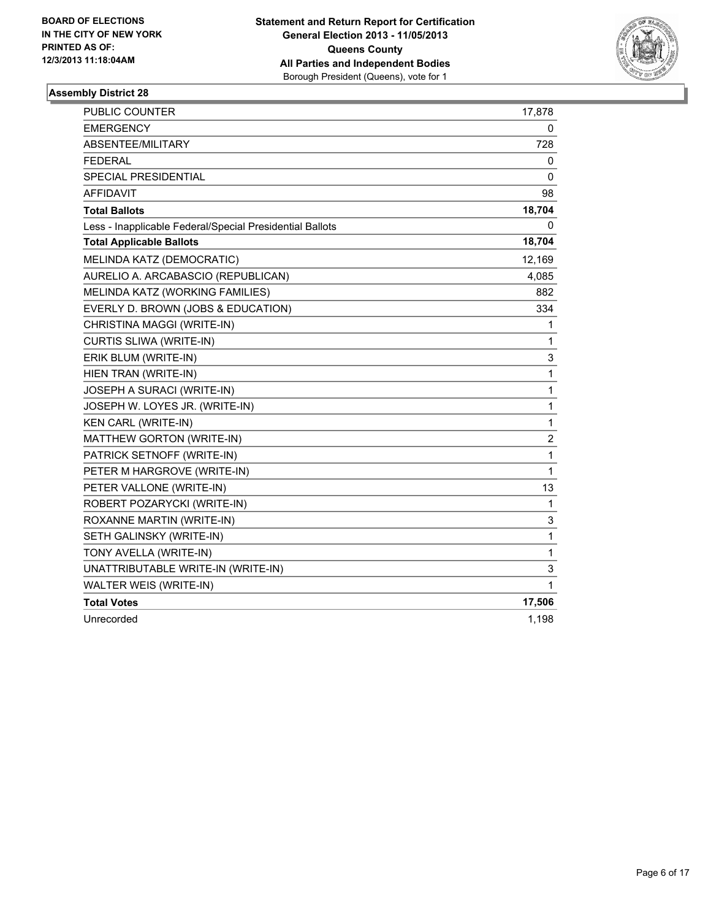**BOARD OF ELECTIONS IN THE CITY OF NEW YORK PRINTED AS OF: 12/3/2013 11:18:04AM**

**Statement and Return Report for Certification**
**General Election 2013 - 11/05/2013**
**Queens County**
**All Parties and Independent Bodies**
Borough President (Queens), vote for 1

### Assembly District 28

| | |
|---|---|
| PUBLIC COUNTER | 17,878 |
| EMERGENCY | 0 |
| ABSENTEE/MILITARY | 728 |
| FEDERAL | 0 |
| SPECIAL PRESIDENTIAL | 0 |
| AFFIDAVIT | 98 |
| **Total Ballots** | **18,704** |
| Less - Inapplicable Federal/Special Presidential Ballots | 0 |
| **Total Applicable Ballots** | **18,704** |
| MELINDA KATZ (DEMOCRATIC) | 12,169 |
| AURELIO A. ARCABASCIO (REPUBLICAN) | 4,085 |
| MELINDA KATZ (WORKING FAMILIES) | 882 |
| EVERLY D. BROWN (JOBS & EDUCATION) | 334 |
| CHRISTINA MAGGI (WRITE-IN) | 1 |
| CURTIS SLIWA (WRITE-IN) | 1 |
| ERIK BLUM (WRITE-IN) | 3 |
| HIEN TRAN (WRITE-IN) | 1 |
| JOSEPH A SURACI (WRITE-IN) | 1 |
| JOSEPH W. LOYES JR. (WRITE-IN) | 1 |
| KEN CARL (WRITE-IN) | 1 |
| MATTHEW GORTON (WRITE-IN) | 2 |
| PATRICK SETNOFF (WRITE-IN) | 1 |
| PETER M HARGROVE (WRITE-IN) | 1 |
| PETER VALLONE (WRITE-IN) | 13 |
| ROBERT POZARYCKI (WRITE-IN) | 1 |
| ROXANNE MARTIN (WRITE-IN) | 3 |
| SETH GALINSKY (WRITE-IN) | 1 |
| TONY AVELLA (WRITE-IN) | 1 |
| UNATTRIBUTABLE WRITE-IN (WRITE-IN) | 3 |
| WALTER WEIS (WRITE-IN) | 1 |
| **Total Votes** | **17,506** |
| Unrecorded | 1,198 |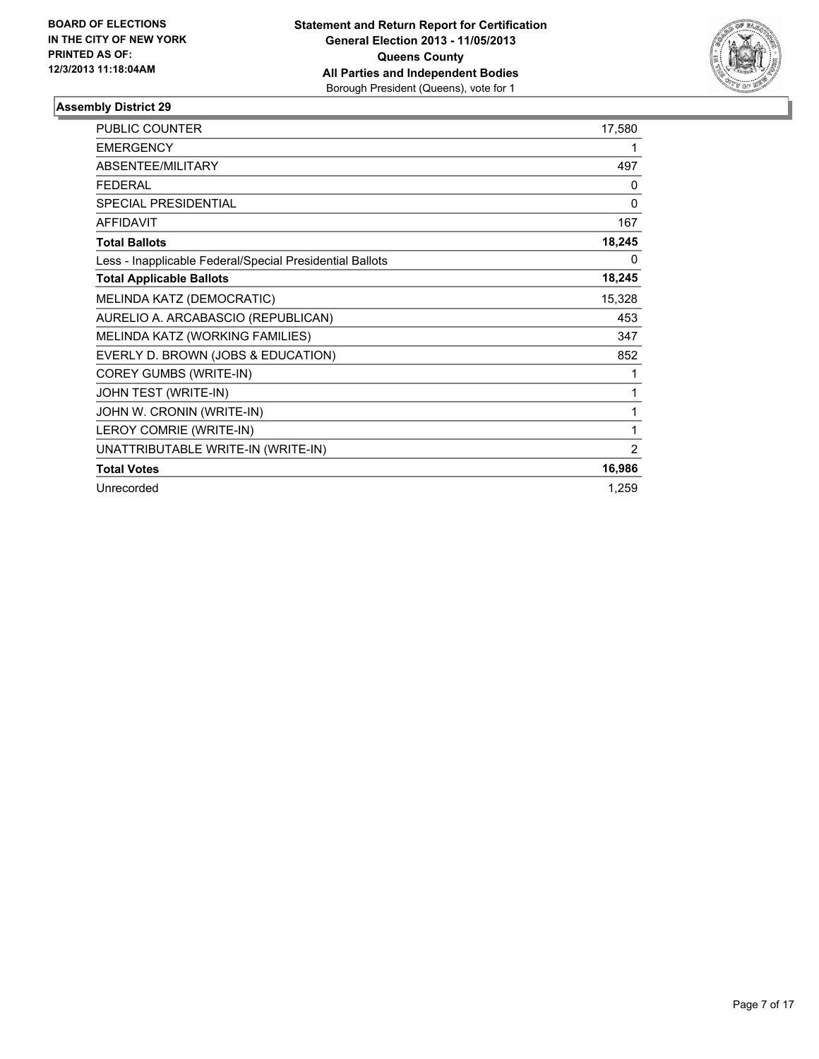**BOARD OF ELECTIONS IN THE CITY OF NEW YORK PRINTED AS OF: 12/3/2013 11:18:04AM**

**Statement and Return Report for Certification**
**General Election 2013 - 11/05/2013**
**Queens County**
**All Parties and Independent Bodies**
Borough President (Queens), vote for 1

### Assembly District 29

| | |
|---|---|
| PUBLIC COUNTER | 17,580 |
| EMERGENCY | 1 |
| ABSENTEE/MILITARY | 497 |
| FEDERAL | 0 |
| SPECIAL PRESIDENTIAL | 0 |
| AFFIDAVIT | 167 |
| **Total Ballots** | **18,245** |
| Less - Inapplicable Federal/Special Presidential Ballots | 0 |
| **Total Applicable Ballots** | **18,245** |
| MELINDA KATZ (DEMOCRATIC) | 15,328 |
| AURELIO A. ARCABASCIO (REPUBLICAN) | 453 |
| MELINDA KATZ (WORKING FAMILIES) | 347 |
| EVERLY D. BROWN (JOBS & EDUCATION) | 852 |
| COREY GUMBS (WRITE-IN) | 1 |
| JOHN TEST (WRITE-IN) | 1 |
| JOHN W. CRONIN (WRITE-IN) | 1 |
| LEROY COMRIE (WRITE-IN) | 1 |
| UNATTRIBUTABLE WRITE-IN (WRITE-IN) | 2 |
| **Total Votes** | **16,986** |
| Unrecorded | 1,259 |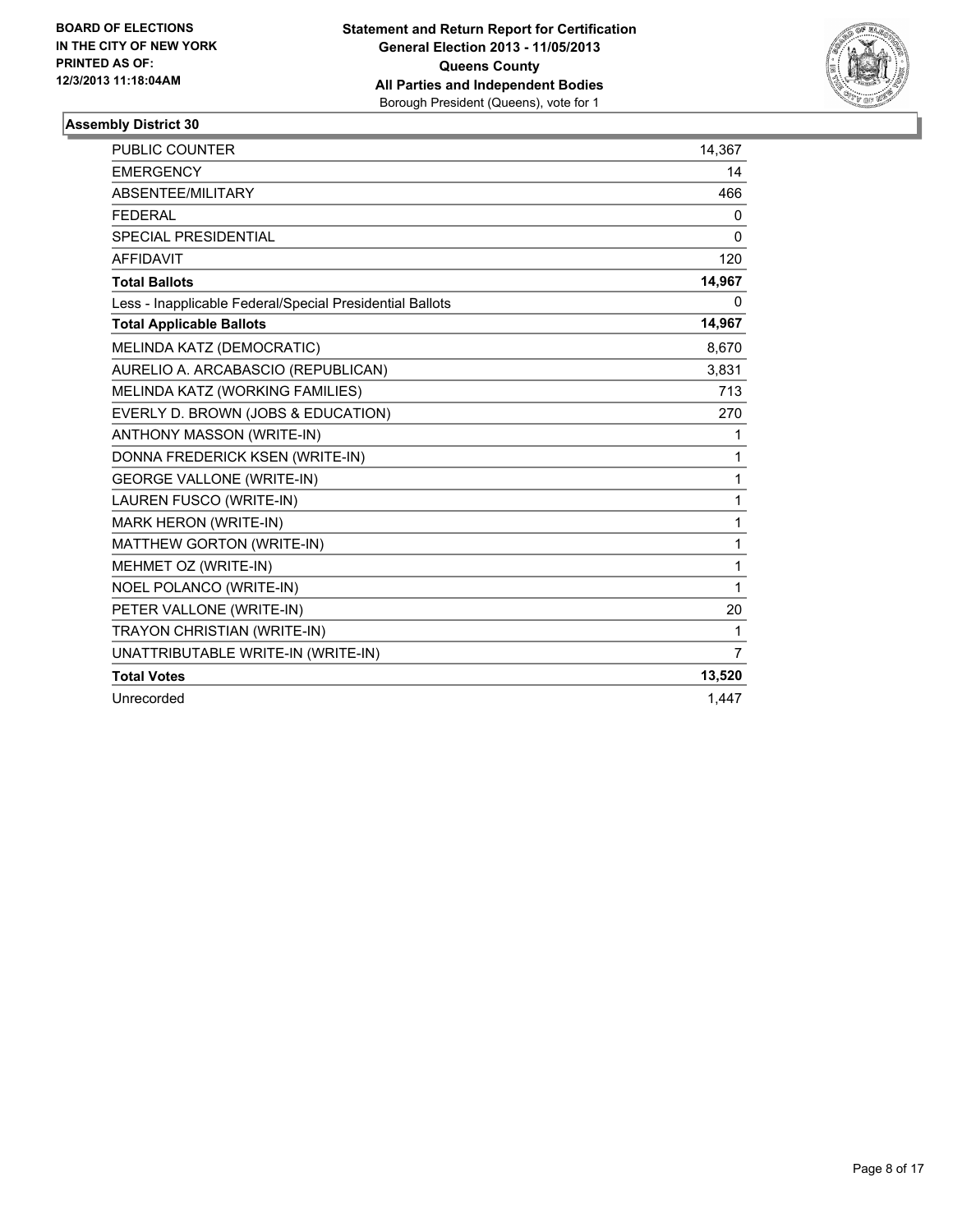**BOARD OF ELECTIONS IN THE CITY OF NEW YORK PRINTED AS OF: 12/3/2013 11:18:04AM**

**Statement and Return Report for Certification**
**General Election 2013 - 11/05/2013**
**Queens County**
**All Parties and Independent Bodies**
Borough President (Queens), vote for 1

### Assembly District 30

| | |
|---|---|
| PUBLIC COUNTER | 14,367 |
| EMERGENCY | 14 |
| ABSENTEE/MILITARY | 466 |
| FEDERAL | 0 |
| SPECIAL PRESIDENTIAL | 0 |
| AFFIDAVIT | 120 |
| **Total Ballots** | **14,967** |
| Less - Inapplicable Federal/Special Presidential Ballots | 0 |
| **Total Applicable Ballots** | **14,967** |
| MELINDA KATZ (DEMOCRATIC) | 8,670 |
| AURELIO A. ARCABASCIO (REPUBLICAN) | 3,831 |
| MELINDA KATZ (WORKING FAMILIES) | 713 |
| EVERLY D. BROWN (JOBS & EDUCATION) | 270 |
| ANTHONY MASSON (WRITE-IN) | 1 |
| DONNA FREDERICK KSEN (WRITE-IN) | 1 |
| GEORGE VALLONE (WRITE-IN) | 1 |
| LAUREN FUSCO (WRITE-IN) | 1 |
| MARK HERON (WRITE-IN) | 1 |
| MATTHEW GORTON (WRITE-IN) | 1 |
| MEHMET OZ (WRITE-IN) | 1 |
| NOEL POLANCO (WRITE-IN) | 1 |
| PETER VALLONE (WRITE-IN) | 20 |
| TRAYON CHRISTIAN (WRITE-IN) | 1 |
| UNATTRIBUTABLE WRITE-IN (WRITE-IN) | 7 |
| **Total Votes** | **13,520** |
| Unrecorded | 1,447 |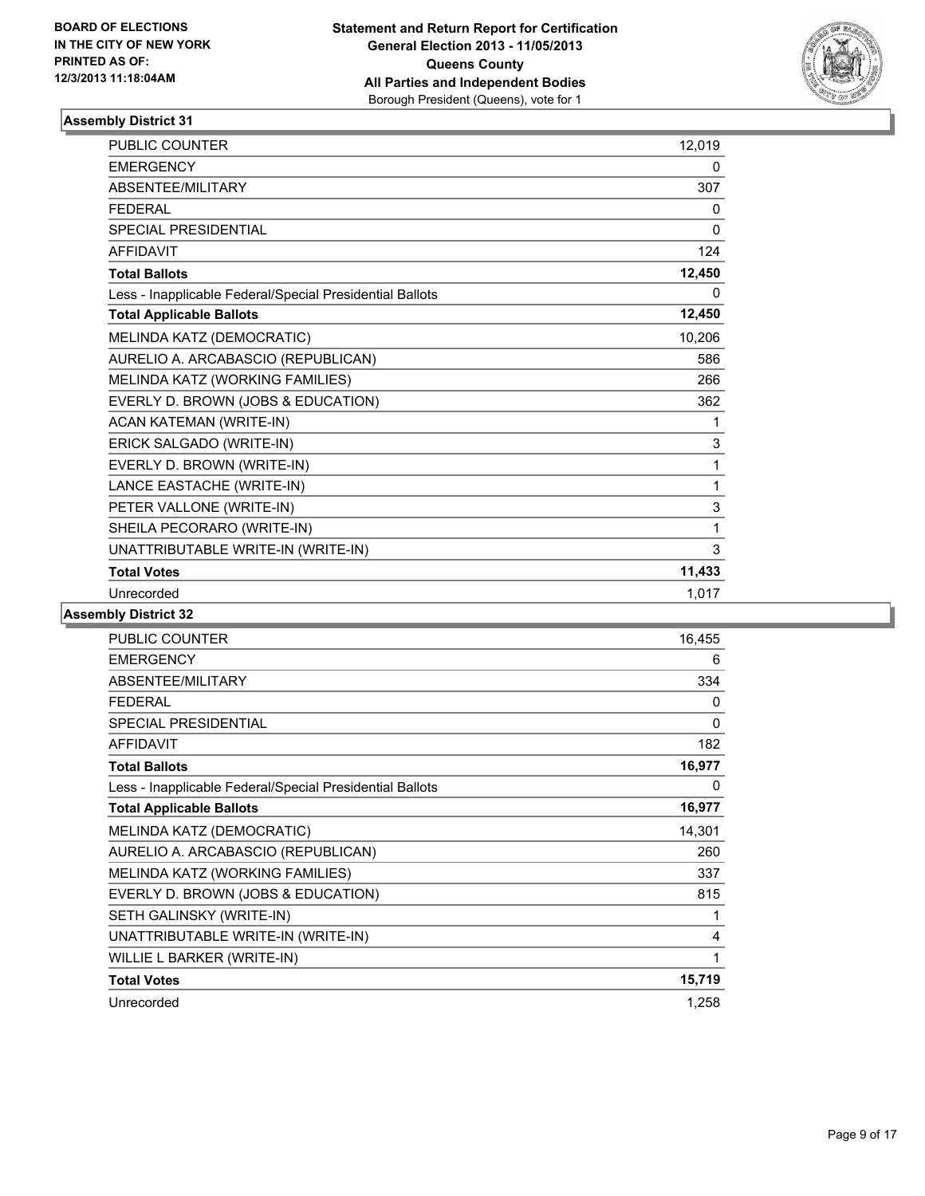BOARD OF ELECTIONS
IN THE CITY OF NEW YORK
PRINTED AS OF:
12/3/2013 11:18:04AM

**Statement and Return Report for Certification**
**General Election 2013 - 11/05/2013**
**Queens County**
**All Parties and Independent Bodies**
Borough President (Queens), vote for 1

### Assembly District 31

| | |
|---|---|
| PUBLIC COUNTER | 12,019 |
| EMERGENCY | 0 |
| ABSENTEE/MILITARY | 307 |
| FEDERAL | 0 |
| SPECIAL PRESIDENTIAL | 0 |
| AFFIDAVIT | 124 |
| **Total Ballots** | **12,450** |
| Less - Inapplicable Federal/Special Presidential Ballots | 0 |
| **Total Applicable Ballots** | **12,450** |
| MELINDA KATZ (DEMOCRATIC) | 10,206 |
| AURELIO A. ARCABASCIO (REPUBLICAN) | 586 |
| MELINDA KATZ (WORKING FAMILIES) | 266 |
| EVERLY D. BROWN (JOBS & EDUCATION) | 362 |
| ACAN KATEMAN (WRITE-IN) | 1 |
| ERICK SALGADO (WRITE-IN) | 3 |
| EVERLY D. BROWN (WRITE-IN) | 1 |
| LANCE EASTACHE (WRITE-IN) | 1 |
| PETER VALLONE (WRITE-IN) | 3 |
| SHEILA PECORARO (WRITE-IN) | 1 |
| UNATTRIBUTABLE WRITE-IN (WRITE-IN) | 3 |
| **Total Votes** | **11,433** |
| Unrecorded | 1,017 |

### Assembly District 32

| | |
|---|---|
| PUBLIC COUNTER | 16,455 |
| EMERGENCY | 6 |
| ABSENTEE/MILITARY | 334 |
| FEDERAL | 0 |
| SPECIAL PRESIDENTIAL | 0 |
| AFFIDAVIT | 182 |
| **Total Ballots** | **16,977** |
| Less - Inapplicable Federal/Special Presidential Ballots | 0 |
| **Total Applicable Ballots** | **16,977** |
| MELINDA KATZ (DEMOCRATIC) | 14,301 |
| AURELIO A. ARCABASCIO (REPUBLICAN) | 260 |
| MELINDA KATZ (WORKING FAMILIES) | 337 |
| EVERLY D. BROWN (JOBS & EDUCATION) | 815 |
| SETH GALINSKY (WRITE-IN) | 1 |
| UNATTRIBUTABLE WRITE-IN (WRITE-IN) | 4 |
| WILLIE L BARKER (WRITE-IN) | 1 |
| **Total Votes** | **15,719** |
| Unrecorded | 1,258 |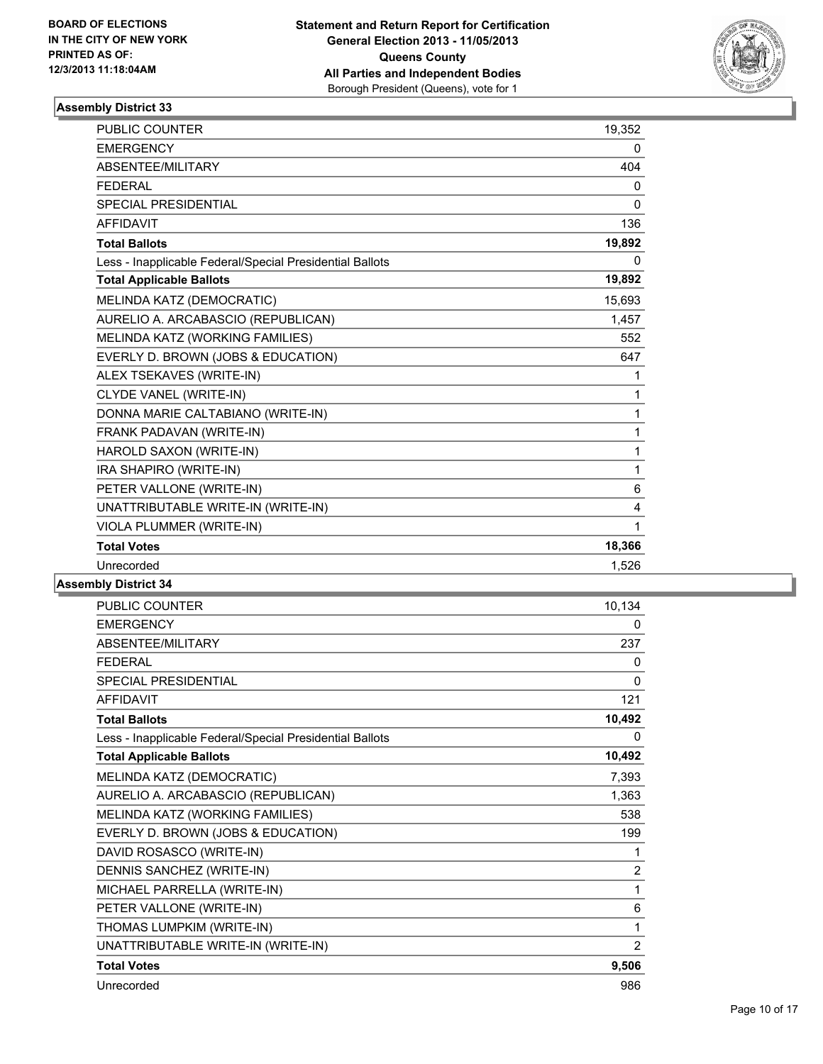BOARD OF ELECTIONS
IN THE CITY OF NEW YORK
PRINTED AS OF:
12/3/2013 11:18:04AM

**Statement and Return Report for Certification**
**General Election 2013 - 11/05/2013**
**Queens County**
**All Parties and Independent Bodies**
Borough President (Queens), vote for 1

### Assembly District 33

| | |
|---|---|
| PUBLIC COUNTER | 19,352 |
| EMERGENCY | 0 |
| ABSENTEE/MILITARY | 404 |
| FEDERAL | 0 |
| SPECIAL PRESIDENTIAL | 0 |
| AFFIDAVIT | 136 |
| **Total Ballots** | **19,892** |
| Less - Inapplicable Federal/Special Presidential Ballots | 0 |
| **Total Applicable Ballots** | **19,892** |
| MELINDA KATZ (DEMOCRATIC) | 15,693 |
| AURELIO A. ARCABASCIO (REPUBLICAN) | 1,457 |
| MELINDA KATZ (WORKING FAMILIES) | 552 |
| EVERLY D. BROWN (JOBS & EDUCATION) | 647 |
| ALEX TSEKAVES (WRITE-IN) | 1 |
| CLYDE VANEL (WRITE-IN) | 1 |
| DONNA MARIE CALTABIANO (WRITE-IN) | 1 |
| FRANK PADAVAN (WRITE-IN) | 1 |
| HAROLD SAXON (WRITE-IN) | 1 |
| IRA SHAPIRO (WRITE-IN) | 1 |
| PETER VALLONE (WRITE-IN) | 6 |
| UNATTRIBUTABLE WRITE-IN (WRITE-IN) | 4 |
| VIOLA PLUMMER (WRITE-IN) | 1 |
| **Total Votes** | **18,366** |
| Unrecorded | 1,526 |

### Assembly District 34

| | |
|---|---|
| PUBLIC COUNTER | 10,134 |
| EMERGENCY | 0 |
| ABSENTEE/MILITARY | 237 |
| FEDERAL | 0 |
| SPECIAL PRESIDENTIAL | 0 |
| AFFIDAVIT | 121 |
| **Total Ballots** | **10,492** |
| Less - Inapplicable Federal/Special Presidential Ballots | 0 |
| **Total Applicable Ballots** | **10,492** |
| MELINDA KATZ (DEMOCRATIC) | 7,393 |
| AURELIO A. ARCABASCIO (REPUBLICAN) | 1,363 |
| MELINDA KATZ (WORKING FAMILIES) | 538 |
| EVERLY D. BROWN (JOBS & EDUCATION) | 199 |
| DAVID ROSASCO (WRITE-IN) | 1 |
| DENNIS SANCHEZ (WRITE-IN) | 2 |
| MICHAEL PARRELLA (WRITE-IN) | 1 |
| PETER VALLONE (WRITE-IN) | 6 |
| THOMAS LUMPKIM (WRITE-IN) | 1 |
| UNATTRIBUTABLE WRITE-IN (WRITE-IN) | 2 |
| **Total Votes** | **9,506** |
| Unrecorded | 986 |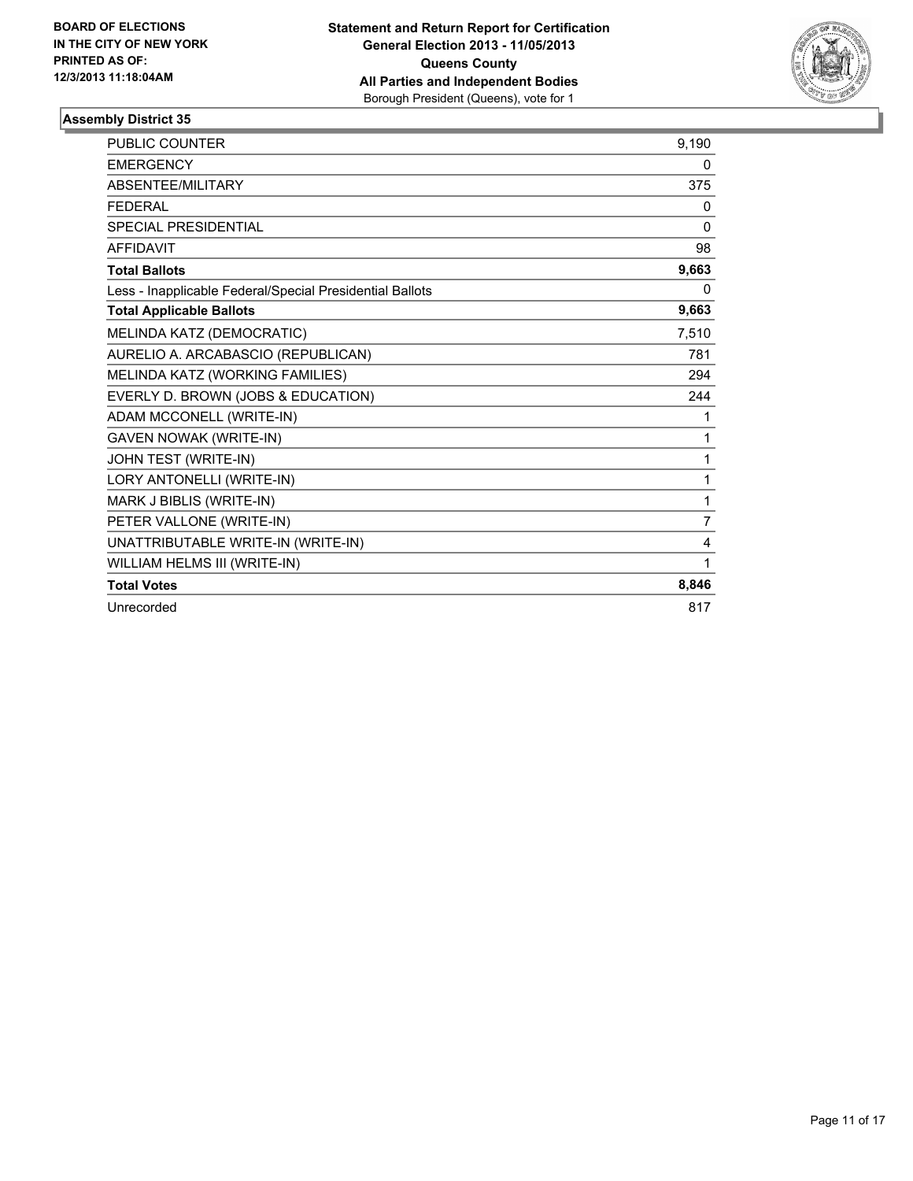**BOARD OF ELECTIONS IN THE CITY OF NEW YORK PRINTED AS OF: 12/3/2013 11:18:04AM**

**Statement and Return Report for Certification General Election 2013 - 11/05/2013 Queens County All Parties and Independent Bodies**
Borough President (Queens), vote for 1

### Assembly District 35

| | |
|---|---|
| PUBLIC COUNTER | 9,190 |
| EMERGENCY | 0 |
| ABSENTEE/MILITARY | 375 |
| FEDERAL | 0 |
| SPECIAL PRESIDENTIAL | 0 |
| AFFIDAVIT | 98 |
| **Total Ballots** | **9,663** |
| Less - Inapplicable Federal/Special Presidential Ballots | 0 |
| **Total Applicable Ballots** | **9,663** |
| MELINDA KATZ (DEMOCRATIC) | 7,510 |
| AURELIO A. ARCABASCIO (REPUBLICAN) | 781 |
| MELINDA KATZ (WORKING FAMILIES) | 294 |
| EVERLY D. BROWN (JOBS & EDUCATION) | 244 |
| ADAM MCCONELL (WRITE-IN) | 1 |
| GAVEN NOWAK (WRITE-IN) | 1 |
| JOHN TEST (WRITE-IN) | 1 |
| LORY ANTONELLI (WRITE-IN) | 1 |
| MARK J BIBLIS (WRITE-IN) | 1 |
| PETER VALLONE (WRITE-IN) | 7 |
| UNATTRIBUTABLE WRITE-IN (WRITE-IN) | 4 |
| WILLIAM HELMS III (WRITE-IN) | 1 |
| **Total Votes** | **8,846** |
| Unrecorded | 817 |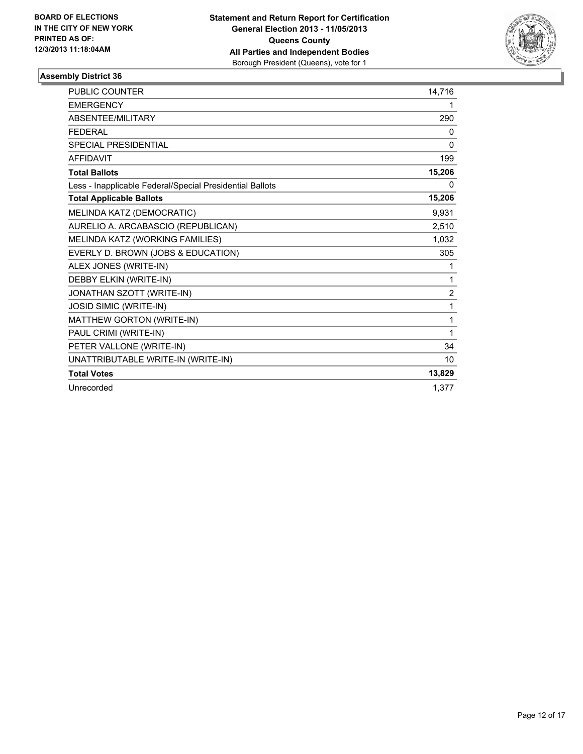**BOARD OF ELECTIONS IN THE CITY OF NEW YORK PRINTED AS OF: 12/3/2013 11:18:04AM**

**Statement and Return Report for Certification General Election 2013 - 11/05/2013 Queens County All Parties and Independent Bodies**
Borough President (Queens), vote for 1

### Assembly District 36

| | |
|---|---|
| PUBLIC COUNTER | 14,716 |
| EMERGENCY | 1 |
| ABSENTEE/MILITARY | 290 |
| FEDERAL | 0 |
| SPECIAL PRESIDENTIAL | 0 |
| AFFIDAVIT | 199 |
| **Total Ballots** | **15,206** |
| Less - Inapplicable Federal/Special Presidential Ballots | 0 |
| **Total Applicable Ballots** | **15,206** |
| MELINDA KATZ (DEMOCRATIC) | 9,931 |
| AURELIO A. ARCABASCIO (REPUBLICAN) | 2,510 |
| MELINDA KATZ (WORKING FAMILIES) | 1,032 |
| EVERLY D. BROWN (JOBS & EDUCATION) | 305 |
| ALEX JONES (WRITE-IN) | 1 |
| DEBBY ELKIN (WRITE-IN) | 1 |
| JONATHAN SZOTT (WRITE-IN) | 2 |
| JOSID SIMIC (WRITE-IN) | 1 |
| MATTHEW GORTON (WRITE-IN) | 1 |
| PAUL CRIMI (WRITE-IN) | 1 |
| PETER VALLONE (WRITE-IN) | 34 |
| UNATTRIBUTABLE WRITE-IN (WRITE-IN) | 10 |
| **Total Votes** | **13,829** |
| Unrecorded | 1,377 |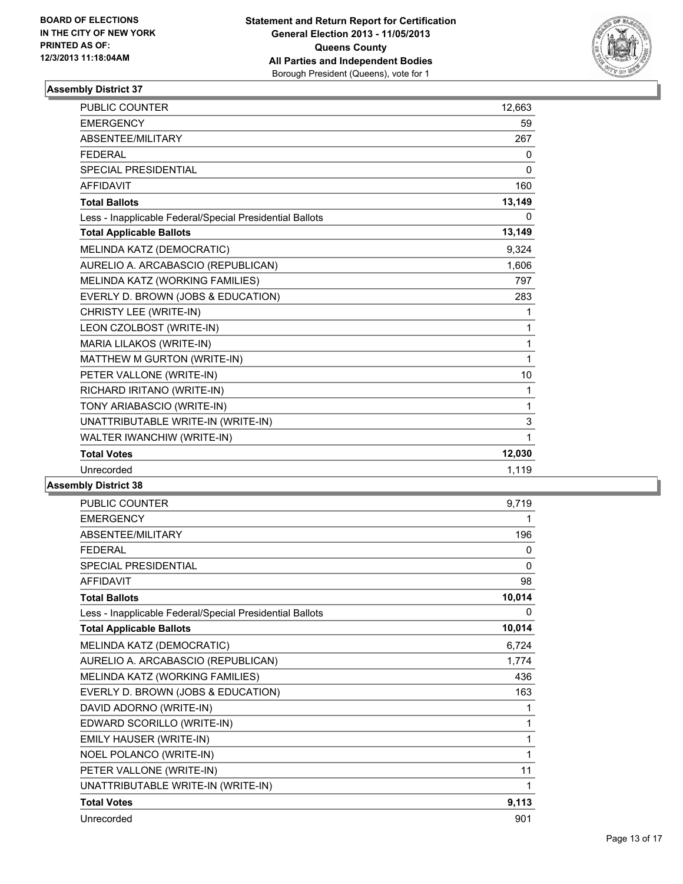BOARD OF ELECTIONS
IN THE CITY OF NEW YORK
PRINTED AS OF:
12/3/2013 11:18:04AM

**Statement and Return Report for Certification**
**General Election 2013 - 11/05/2013**
**Queens County**
**All Parties and Independent Bodies**
Borough President (Queens), vote for 1

### Assembly District 37

| | |
|---|---|
| PUBLIC COUNTER | 12,663 |
| EMERGENCY | 59 |
| ABSENTEE/MILITARY | 267 |
| FEDERAL | 0 |
| SPECIAL PRESIDENTIAL | 0 |
| AFFIDAVIT | 160 |
| **Total Ballots** | **13,149** |
| Less - Inapplicable Federal/Special Presidential Ballots | 0 |
| **Total Applicable Ballots** | **13,149** |
| MELINDA KATZ (DEMOCRATIC) | 9,324 |
| AURELIO A. ARCABASCIO (REPUBLICAN) | 1,606 |
| MELINDA KATZ (WORKING FAMILIES) | 797 |
| EVERLY D. BROWN (JOBS & EDUCATION) | 283 |
| CHRISTY LEE (WRITE-IN) | 1 |
| LEON CZOLBOST (WRITE-IN) | 1 |
| MARIA LILAKOS (WRITE-IN) | 1 |
| MATTHEW M GURTON (WRITE-IN) | 1 |
| PETER VALLONE (WRITE-IN) | 10 |
| RICHARD IRITANO (WRITE-IN) | 1 |
| TONY ARIABASCIO (WRITE-IN) | 1 |
| UNATTRIBUTABLE WRITE-IN (WRITE-IN) | 3 |
| WALTER IWANCHIW (WRITE-IN) | 1 |
| **Total Votes** | **12,030** |
| Unrecorded | 1,119 |

### Assembly District 38

| | |
|---|---|
| PUBLIC COUNTER | 9,719 |
| EMERGENCY | 1 |
| ABSENTEE/MILITARY | 196 |
| FEDERAL | 0 |
| SPECIAL PRESIDENTIAL | 0 |
| AFFIDAVIT | 98 |
| **Total Ballots** | **10,014** |
| Less - Inapplicable Federal/Special Presidential Ballots | 0 |
| **Total Applicable Ballots** | **10,014** |
| MELINDA KATZ (DEMOCRATIC) | 6,724 |
| AURELIO A. ARCABASCIO (REPUBLICAN) | 1,774 |
| MELINDA KATZ (WORKING FAMILIES) | 436 |
| EVERLY D. BROWN (JOBS & EDUCATION) | 163 |
| DAVID ADORNO (WRITE-IN) | 1 |
| EDWARD SCORILLO (WRITE-IN) | 1 |
| EMILY HAUSER (WRITE-IN) | 1 |
| NOEL POLANCO (WRITE-IN) | 1 |
| PETER VALLONE (WRITE-IN) | 11 |
| UNATTRIBUTABLE WRITE-IN (WRITE-IN) | 1 |
| **Total Votes** | **9,113** |
| Unrecorded | 901 |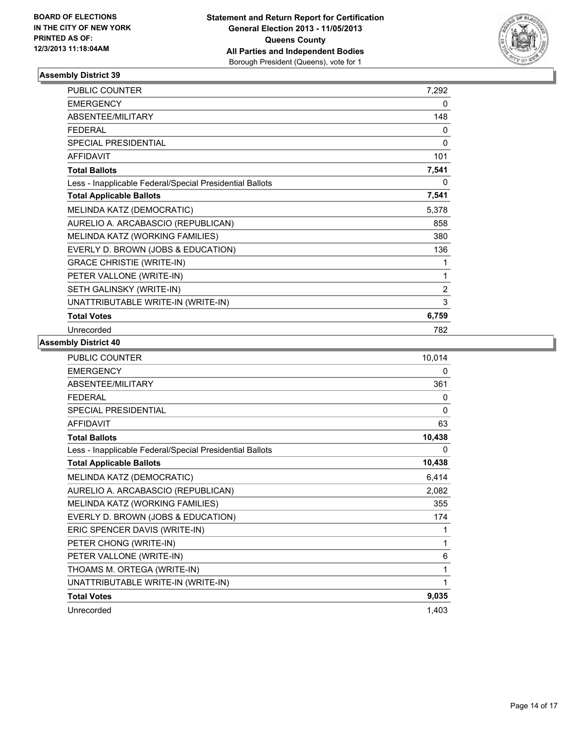**BOARD OF ELECTIONS IN THE CITY OF NEW YORK PRINTED AS OF: 12/3/2013 11:18:04AM**

**Statement and Return Report for Certification General Election 2013 - 11/05/2013 Queens County All Parties and Independent Bodies**
Borough President (Queens), vote for 1

### Assembly District 39

| | |
|---|---|
| PUBLIC COUNTER | 7,292 |
| EMERGENCY | 0 |
| ABSENTEE/MILITARY | 148 |
| FEDERAL | 0 |
| SPECIAL PRESIDENTIAL | 0 |
| AFFIDAVIT | 101 |
| **Total Ballots** | **7,541** |
| Less - Inapplicable Federal/Special Presidential Ballots | 0 |
| **Total Applicable Ballots** | **7,541** |
| MELINDA KATZ (DEMOCRATIC) | 5,378 |
| AURELIO A. ARCABASCIO (REPUBLICAN) | 858 |
| MELINDA KATZ (WORKING FAMILIES) | 380 |
| EVERLY D. BROWN (JOBS & EDUCATION) | 136 |
| GRACE CHRISTIE (WRITE-IN) | 1 |
| PETER VALLONE (WRITE-IN) | 1 |
| SETH GALINSKY (WRITE-IN) | 2 |
| UNATTRIBUTABLE WRITE-IN (WRITE-IN) | 3 |
| **Total Votes** | **6,759** |
| Unrecorded | 782 |

### Assembly District 40

| | |
|---|---|
| PUBLIC COUNTER | 10,014 |
| EMERGENCY | 0 |
| ABSENTEE/MILITARY | 361 |
| FEDERAL | 0 |
| SPECIAL PRESIDENTIAL | 0 |
| AFFIDAVIT | 63 |
| **Total Ballots** | **10,438** |
| Less - Inapplicable Federal/Special Presidential Ballots | 0 |
| **Total Applicable Ballots** | **10,438** |
| MELINDA KATZ (DEMOCRATIC) | 6,414 |
| AURELIO A. ARCABASCIO (REPUBLICAN) | 2,082 |
| MELINDA KATZ (WORKING FAMILIES) | 355 |
| EVERLY D. BROWN (JOBS & EDUCATION) | 174 |
| ERIC SPENCER DAVIS (WRITE-IN) | 1 |
| PETER CHONG (WRITE-IN) | 1 |
| PETER VALLONE (WRITE-IN) | 6 |
| THOAMS M. ORTEGA (WRITE-IN) | 1 |
| UNATTRIBUTABLE WRITE-IN (WRITE-IN) | 1 |
| **Total Votes** | **9,035** |
| Unrecorded | 1,403 |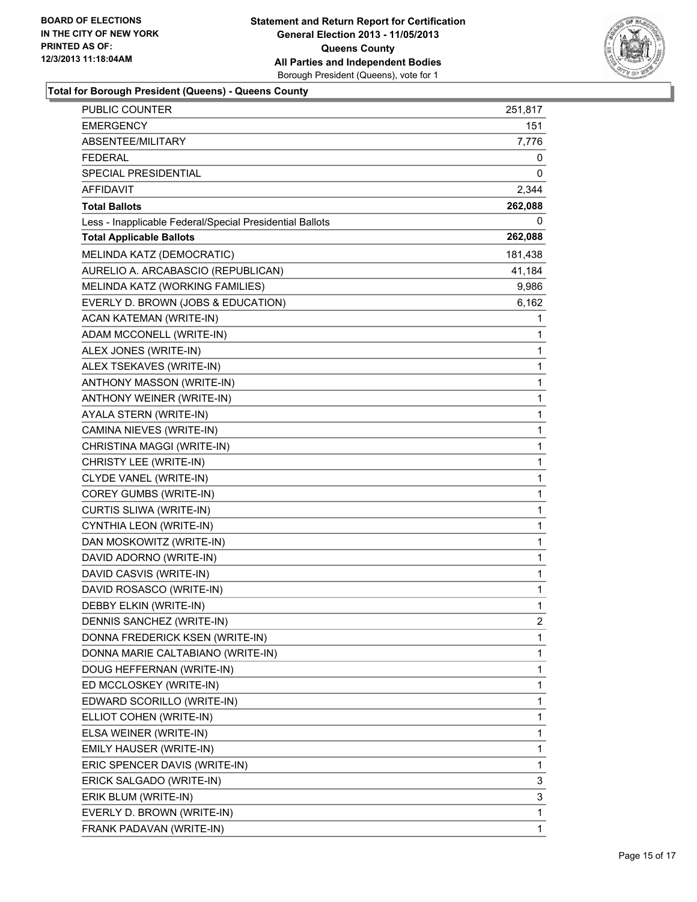BOARD OF ELECTIONS
IN THE CITY OF NEW YORK
PRINTED AS OF:
12/3/2013 11:18:04AM

**Statement and Return Report for Certification**
**General Election 2013 - 11/05/2013**
**Queens County**
**All Parties and Independent Bodies**
Borough President (Queens), vote for 1

### Total for Borough President (Queens) - Queens County

| | |
|---|---|
| PUBLIC COUNTER | 251,817 |
| EMERGENCY | 151 |
| ABSENTEE/MILITARY | 7,776 |
| FEDERAL | 0 |
| SPECIAL PRESIDENTIAL | 0 |
| AFFIDAVIT | 2,344 |
| **Total Ballots** | **262,088** |
| Less - Inapplicable Federal/Special Presidential Ballots | 0 |
| **Total Applicable Ballots** | **262,088** |
| MELINDA KATZ (DEMOCRATIC) | 181,438 |
| AURELIO A. ARCABASCIO (REPUBLICAN) | 41,184 |
| MELINDA KATZ (WORKING FAMILIES) | 9,986 |
| EVERLY D. BROWN (JOBS & EDUCATION) | 6,162 |
| ACAN KATEMAN (WRITE-IN) | 1 |
| ADAM MCCONELL (WRITE-IN) | 1 |
| ALEX JONES (WRITE-IN) | 1 |
| ALEX TSEKAVES (WRITE-IN) | 1 |
| ANTHONY MASSON (WRITE-IN) | 1 |
| ANTHONY WEINER (WRITE-IN) | 1 |
| AYALA STERN (WRITE-IN) | 1 |
| CAMINA NIEVES (WRITE-IN) | 1 |
| CHRISTINA MAGGI (WRITE-IN) | 1 |
| CHRISTY LEE (WRITE-IN) | 1 |
| CLYDE VANEL (WRITE-IN) | 1 |
| COREY GUMBS (WRITE-IN) | 1 |
| CURTIS SLIWA (WRITE-IN) | 1 |
| CYNTHIA LEON (WRITE-IN) | 1 |
| DAN MOSKOWITZ (WRITE-IN) | 1 |
| DAVID ADORNO (WRITE-IN) | 1 |
| DAVID CASVIS (WRITE-IN) | 1 |
| DAVID ROSASCO (WRITE-IN) | 1 |
| DEBBY ELKIN (WRITE-IN) | 1 |
| DENNIS SANCHEZ (WRITE-IN) | 2 |
| DONNA FREDERICK KSEN (WRITE-IN) | 1 |
| DONNA MARIE CALTABIANO (WRITE-IN) | 1 |
| DOUG HEFFERNAN (WRITE-IN) | 1 |
| ED MCCLOSKEY (WRITE-IN) | 1 |
| EDWARD SCORILLO (WRITE-IN) | 1 |
| ELLIOT COHEN (WRITE-IN) | 1 |
| ELSA WEINER (WRITE-IN) | 1 |
| EMILY HAUSER (WRITE-IN) | 1 |
| ERIC SPENCER DAVIS (WRITE-IN) | 1 |
| ERICK SALGADO (WRITE-IN) | 3 |
| ERIK BLUM (WRITE-IN) | 3 |
| EVERLY D. BROWN (WRITE-IN) | 1 |
| FRANK PADAVAN (WRITE-IN) | 1 |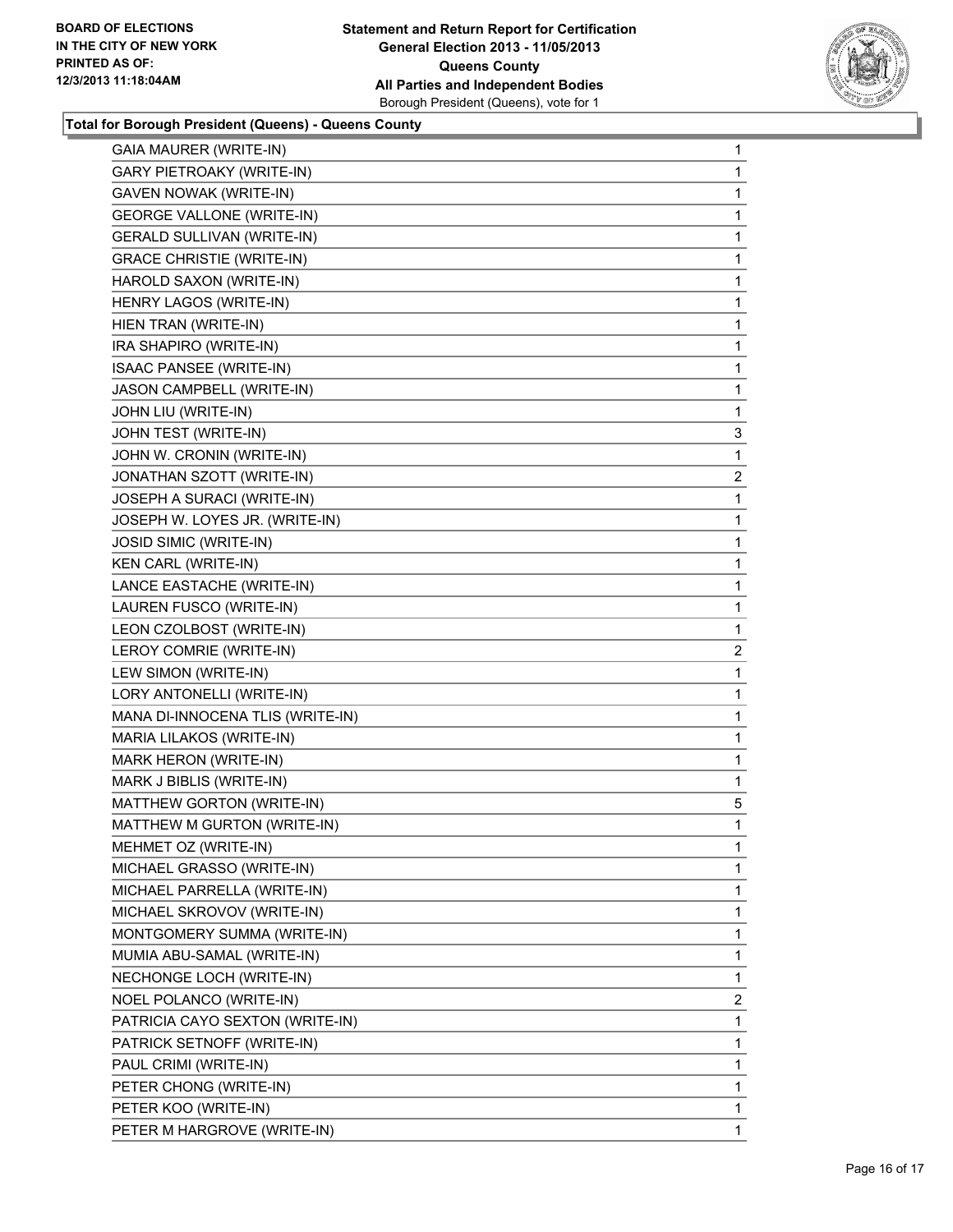**BOARD OF ELECTIONS IN THE CITY OF NEW YORK PRINTED AS OF: 12/3/2013 11:18:04AM**

**Statement and Return Report for Certification General Election 2013 - 11/05/2013 Queens County All Parties and Independent Bodies** Borough President (Queens), vote for 1

**Total for Borough President (Queens) - Queens County**

| | |
|---|---|
| GAIA MAURER (WRITE-IN) | 1 |
| GARY PIETROAKY (WRITE-IN) | 1 |
| GAVEN NOWAK (WRITE-IN) | 1 |
| GEORGE VALLONE (WRITE-IN) | 1 |
| GERALD SULLIVAN (WRITE-IN) | 1 |
| GRACE CHRISTIE (WRITE-IN) | 1 |
| HAROLD SAXON (WRITE-IN) | 1 |
| HENRY LAGOS (WRITE-IN) | 1 |
| HIEN TRAN (WRITE-IN) | 1 |
| IRA SHAPIRO (WRITE-IN) | 1 |
| ISAAC PANSEE (WRITE-IN) | 1 |
| JASON CAMPBELL (WRITE-IN) | 1 |
| JOHN LIU (WRITE-IN) | 1 |
| JOHN TEST (WRITE-IN) | 3 |
| JOHN W. CRONIN (WRITE-IN) | 1 |
| JONATHAN SZOTT (WRITE-IN) | 2 |
| JOSEPH A SURACI (WRITE-IN) | 1 |
| JOSEPH W. LOYES JR. (WRITE-IN) | 1 |
| JOSID SIMIC (WRITE-IN) | 1 |
| KEN CARL (WRITE-IN) | 1 |
| LANCE EASTACHE (WRITE-IN) | 1 |
| LAUREN FUSCO (WRITE-IN) | 1 |
| LEON CZOLBOST (WRITE-IN) | 1 |
| LEROY COMRIE (WRITE-IN) | 2 |
| LEW SIMON (WRITE-IN) | 1 |
| LORY ANTONELLI (WRITE-IN) | 1 |
| MANA DI-INNOCENA TLIS (WRITE-IN) | 1 |
| MARIA LILAKOS (WRITE-IN) | 1 |
| MARK HERON (WRITE-IN) | 1 |
| MARK J BIBLIS (WRITE-IN) | 1 |
| MATTHEW GORTON (WRITE-IN) | 5 |
| MATTHEW M GURTON (WRITE-IN) | 1 |
| MEHMET OZ (WRITE-IN) | 1 |
| MICHAEL GRASSO (WRITE-IN) | 1 |
| MICHAEL PARRELLA (WRITE-IN) | 1 |
| MICHAEL SKROVOV (WRITE-IN) | 1 |
| MONTGOMERY SUMMA (WRITE-IN) | 1 |
| MUMIA ABU-SAMAL (WRITE-IN) | 1 |
| NECHONGE LOCH (WRITE-IN) | 1 |
| NOEL POLANCO (WRITE-IN) | 2 |
| PATRICIA CAYO SEXTON (WRITE-IN) | 1 |
| PATRICK SETNOFF (WRITE-IN) | 1 |
| PAUL CRIMI (WRITE-IN) | 1 |
| PETER CHONG (WRITE-IN) | 1 |
| PETER KOO (WRITE-IN) | 1 |
| PETER M HARGROVE (WRITE-IN) | 1 |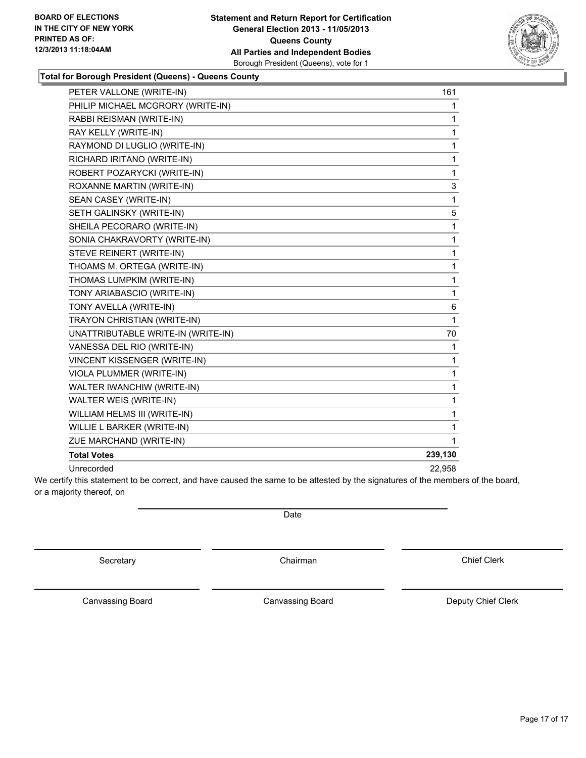**BOARD OF ELECTIONS IN THE CITY OF NEW YORK PRINTED AS OF: 12/3/2013 11:18:04AM**

**Statement and Return Report for Certification General Election 2013 - 11/05/2013 Queens County All Parties and Independent Bodies**
Borough President (Queens), vote for 1

**Total for Borough President (Queens) - Queens County**

| | |
|---|---|
| PETER VALLONE (WRITE-IN) | 161 |
| PHILIP MICHAEL MCGRORY (WRITE-IN) | 1 |
| RABBI REISMAN (WRITE-IN) | 1 |
| RAY KELLY (WRITE-IN) | 1 |
| RAYMOND DI LUGLIO (WRITE-IN) | 1 |
| RICHARD IRITANO (WRITE-IN) | 1 |
| ROBERT POZARYCKI (WRITE-IN) | 1 |
| ROXANNE MARTIN (WRITE-IN) | 3 |
| SEAN CASEY (WRITE-IN) | 1 |
| SETH GALINSKY (WRITE-IN) | 5 |
| SHEILA PECORARO (WRITE-IN) | 1 |
| SONIA CHAKRAVORTY (WRITE-IN) | 1 |
| STEVE REINERT (WRITE-IN) | 1 |
| THOAMS M. ORTEGA (WRITE-IN) | 1 |
| THOMAS LUMPKIM (WRITE-IN) | 1 |
| TONY ARIABASCIO (WRITE-IN) | 1 |
| TONY AVELLA (WRITE-IN) | 6 |
| TRAYON CHRISTIAN (WRITE-IN) | 1 |
| UNATTRIBUTABLE WRITE-IN (WRITE-IN) | 70 |
| VANESSA DEL RIO (WRITE-IN) | 1 |
| VINCENT KISSENGER (WRITE-IN) | 1 |
| VIOLA PLUMMER (WRITE-IN) | 1 |
| WALTER IWANCHIW (WRITE-IN) | 1 |
| WALTER WEIS (WRITE-IN) | 1 |
| WILLIAM HELMS III (WRITE-IN) | 1 |
| WILLIE L BARKER (WRITE-IN) | 1 |
| ZUE MARCHAND (WRITE-IN) | 1 |
| **Total Votes** | **239,130** |
| Unrecorded | 22,958 |

We certify this statement to be correct, and have caused the same to be attested by the signatures of the members of the board, or a majority thereof, on

Date

Secretary | Chairman | Chief Clerk

Canvassing Board | Canvassing Board | Deputy Chief Clerk